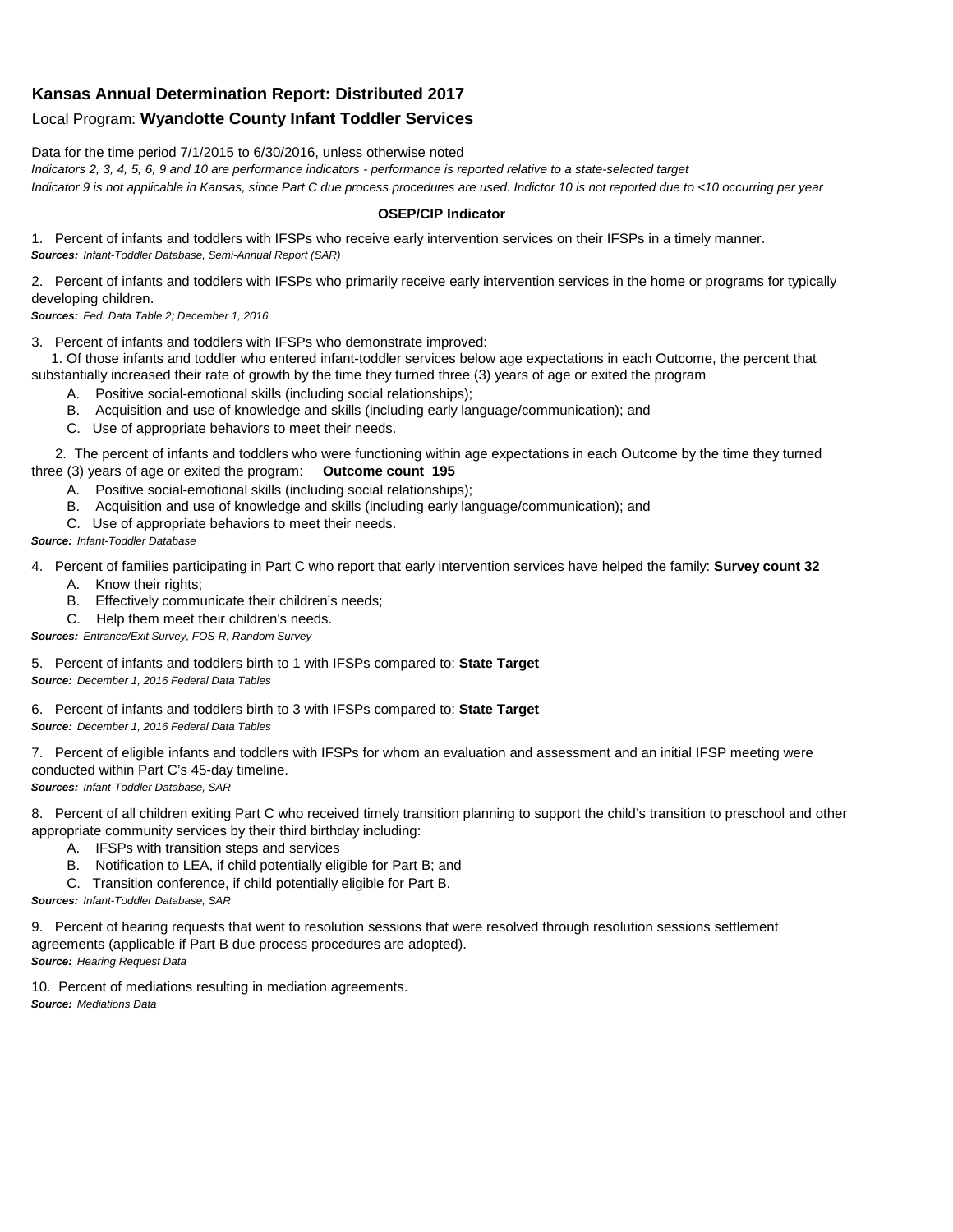**Kansas Annual Determination Report: Distributed 2017**

Local Program: **Wyandotte County Infant Toddler Services**

Data for the time period 7/1/2015 to 6/30/2016, unless otherwise noted

*Indicators 2, 3, 4, 5, 6, 9 and 10 are performance indicators - performance is reported relative to a state-selected target*

*Indicator 9 is not applicable in Kansas, since Part C due process procedures are used. Indictor 10 is not reported due to <10 occurring per year*

**OSEP/CIP Indicator**

1. Percent of infants and toddlers with IFSPs who receive early intervention services on their IFSPs in a timely manner.
***Sources:*** *Infant-Toddler Database, Semi-Annual Report (SAR)*

2. Percent of infants and toddlers with IFSPs who primarily receive early intervention services in the home or programs for typically developing children.
***Sources:*** *Fed. Data Table 2; December 1, 2016*

3. Percent of infants and toddlers with IFSPs who demonstrate improved:

   1. Of those infants and toddler who entered infant-toddler services below age expectations in each Outcome, the percent that substantially increased their rate of growth by the time they turned three (3) years of age or exited the program
      - A. Positive social-emotional skills (including social relationships);
      - B. Acquisition and use of knowledge and skills (including early language/communication); and
      - C. Use of appropriate behaviors to meet their needs.

   2. The percent of infants and toddlers who were functioning within age expectations in each Outcome by the time they turned three (3) years of age or exited the program: **Outcome count 195**
      - A. Positive social-emotional skills (including social relationships);
      - B. Acquisition and use of knowledge and skills (including early language/communication); and
      - C. Use of appropriate behaviors to meet their needs.

***Source:*** *Infant-Toddler Database*

4. Percent of families participating in Part C who report that early intervention services have helped the family: **Survey count 32**
   - A. Know their rights;
   - B. Effectively communicate their children's needs;
   - C. Help them meet their children's needs.

***Sources:*** *Entrance/Exit Survey, FOS-R, Random Survey*

5. Percent of infants and toddlers birth to 1 with IFSPs compared to: **State Target**
***Source:*** *December 1, 2016 Federal Data Tables*

6. Percent of infants and toddlers birth to 3 with IFSPs compared to: **State Target**
***Source:*** *December 1, 2016 Federal Data Tables*

7. Percent of eligible infants and toddlers with IFSPs for whom an evaluation and assessment and an initial IFSP meeting were conducted within Part C's 45-day timeline.
***Sources:*** *Infant-Toddler Database, SAR*

8. Percent of all children exiting Part C who received timely transition planning to support the child's transition to preschool and other appropriate community services by their third birthday including:
   - A. IFSPs with transition steps and services
   - B. Notification to LEA, if child potentially eligible for Part B; and
   - C. Transition conference, if child potentially eligible for Part B.

***Sources:*** *Infant-Toddler Database, SAR*

9. Percent of hearing requests that went to resolution sessions that were resolved through resolution sessions settlement agreements (applicable if Part B due process procedures are adopted).
***Source:*** *Hearing Request Data*

10. Percent of mediations resulting in mediation agreements.
***Source:*** *Mediations Data*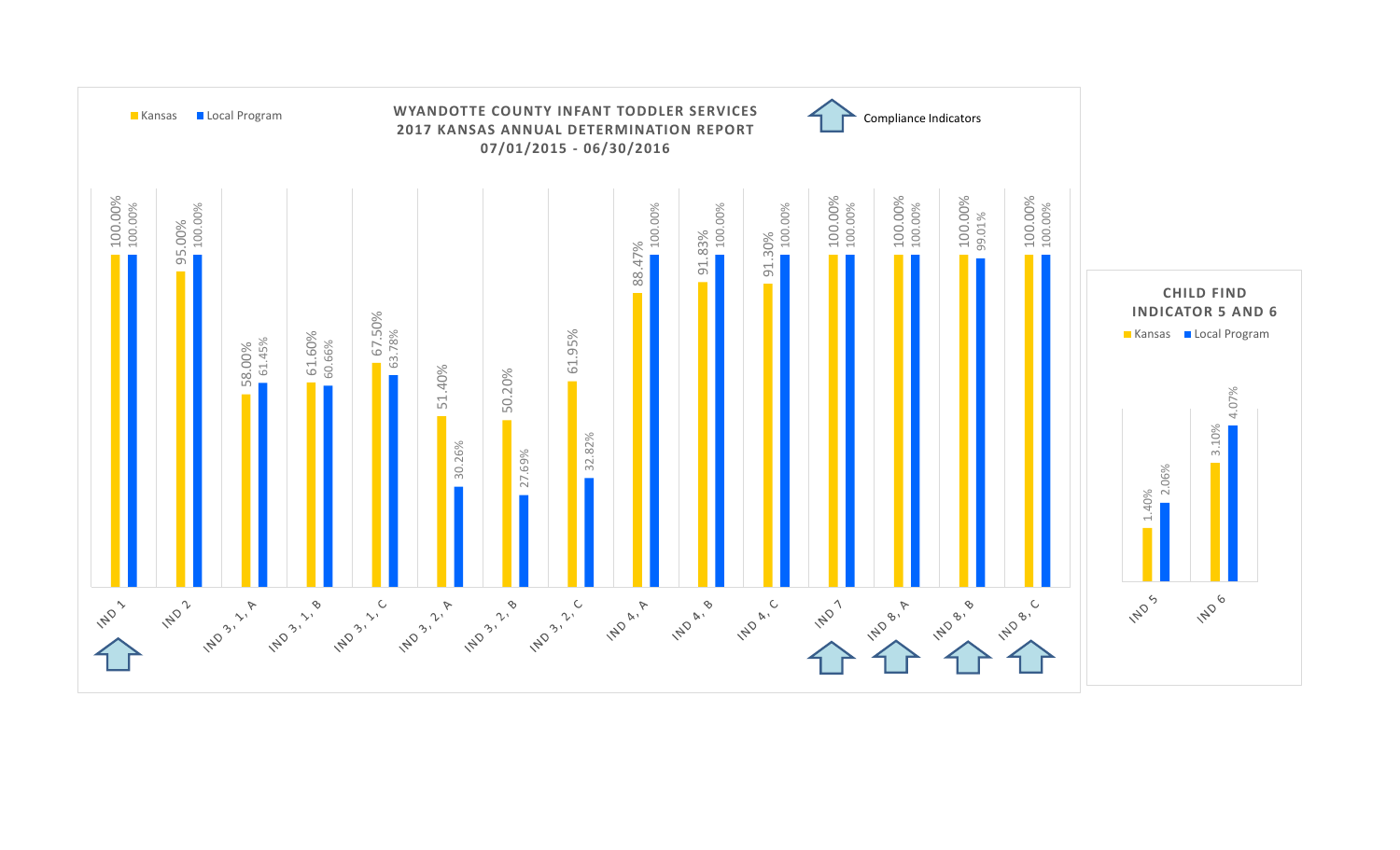**WYANDOTTE COUNTY INFANT TODDLER SERVICES**
**2017 KANSAS ANNUAL DETERMINATION REPORT**
**07/01/2015 - 06/30/2016**

Kansas
Local Program
Compliance Indicators

100.00% 100.00%
95.00% 100.00%
58.00% 61.45%
61.60% 60.66%
67.50% 63.78%
51.40% 30.26%
50.20% 27.69%
61.95% 32.82%
88.47% 100.00%
91.83% 100.00%
91.30% 100.00%
100.00% 100.00%
100.00% 100.00%
100.00% 99.01%
100.00% 100.00%

IND 1
IND 2
IND 3, 1, A
IND 3, 1, B
IND 3, 1, C
IND 3, 2, A
IND 3, 2, B
IND 3, 2, C
IND 4, A
IND 4, B
IND 4, C
IND 7
IND 8, A
IND 8, B
IND 8, C

**CHILD FIND**
**INDICATOR 5 AND 6**

Kansas
Local Program

1.40% 2.06%
3.10% 4.07%

IND 5
IND 6